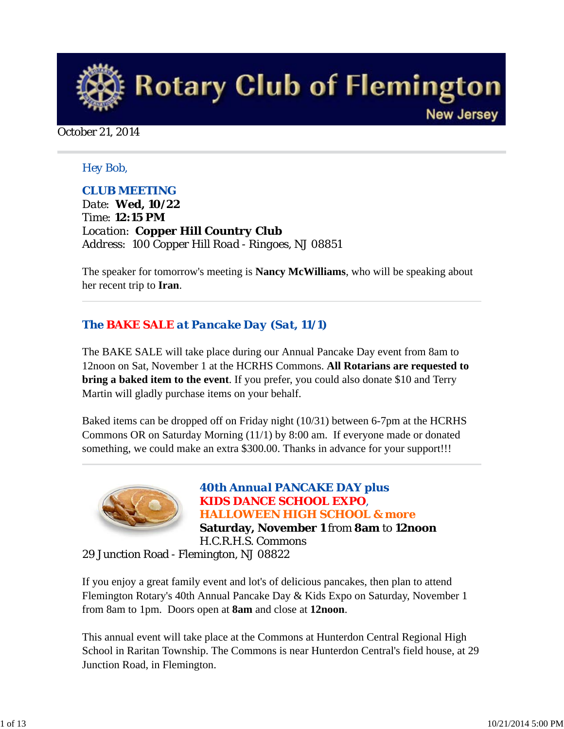# Rotary Club of Flemington

New Jersey

October 21, 2014

Hey Bob,

## CLUB MEETING

Date: **Wed, 10/22**
Time: **12:15 PM**
Location: **Copper Hill Country Club**
Address: 100 Copper Hill Road - Ringoes, NJ 08851

The speaker for tomorrow's meeting is **Nancy McWilliams**, who will be speaking about her recent trip to **Iran**.

## The BAKE SALE at Pancake Day (Sat, 11/1)

The BAKE SALE will take place during our Annual Pancake Day event from 8am to 12noon on Sat, November 1 at the HCRHS Commons. **All Rotarians are requested to bring a baked item to the event**. If you prefer, you could also donate $10 and Terry Martin will gladly purchase items on your behalf.

Baked items can be dropped off on Friday night (10/31) between 6-7pm at the HCRHS Commons OR on Saturday Morning (11/1) by 8:00 am. If everyone made or donated something, we could make an extra $300.00. Thanks in advance for your support!!!

## 40th Annual PANCAKE DAY plus KIDS DANCE SCHOOL EXPO, HALLOWEEN HIGH SCHOOL & more

**Saturday, November 1** from **8am** to **12noon**
H.C.R.H.S. Commons
29 Junction Road - Flemington, NJ 08822

If you enjoy a great family event and lot's of delicious pancakes, then plan to attend Flemington Rotary's 40th Annual Pancake Day & Kids Expo on Saturday, November 1 from 8am to 1pm. Doors open at **8am** and close at **12noon**.

This annual event will take place at the Commons at Hunterdon Central Regional High School in Raritan Township. The Commons is near Hunterdon Central's field house, at 29 Junction Road, in Flemington.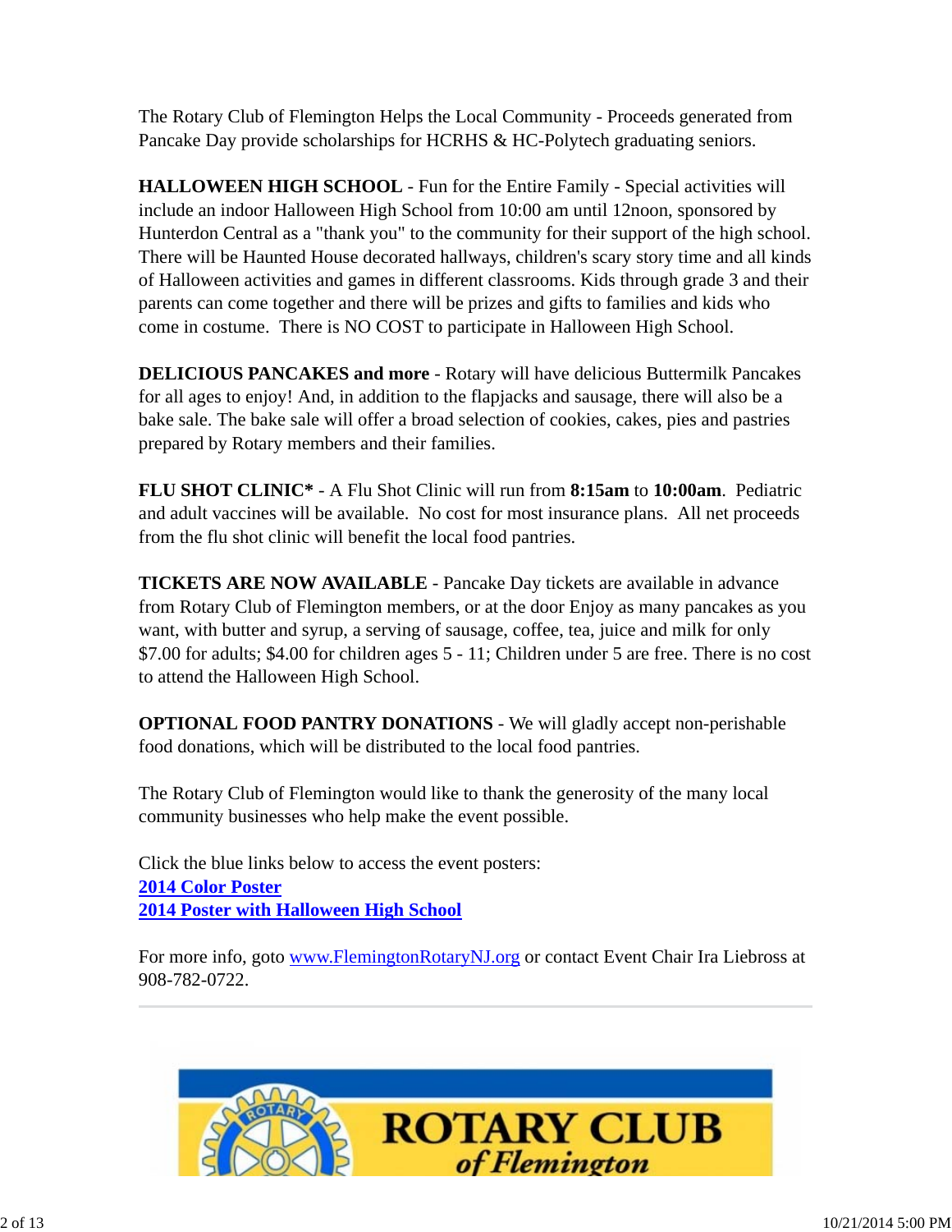The Rotary Club of Flemington Helps the Local Community - Proceeds generated from Pancake Day provide scholarships for HCRHS & HC-Polytech graduating seniors.

**HALLOWEEN HIGH SCHOOL** - Fun for the Entire Family - Special activities will include an indoor Halloween High School from 10:00 am until 12noon, sponsored by Hunterdon Central as a "thank you" to the community for their support of the high school. There will be Haunted House decorated hallways, children's scary story time and all kinds of Halloween activities and games in different classrooms. Kids through grade 3 and their parents can come together and there will be prizes and gifts to families and kids who come in costume. There is NO COST to participate in Halloween High School.

**DELICIOUS PANCAKES and more** - Rotary will have delicious Buttermilk Pancakes for all ages to enjoy! And, in addition to the flapjacks and sausage, there will also be a bake sale. The bake sale will offer a broad selection of cookies, cakes, pies and pastries prepared by Rotary members and their families.

**FLU SHOT CLINIC*** - A Flu Shot Clinic will run from **8:15am** to **10:00am**. Pediatric and adult vaccines will be available. No cost for most insurance plans. All net proceeds from the flu shot clinic will benefit the local food pantries.

**TICKETS ARE NOW AVAILABLE** - Pancake Day tickets are available in advance from Rotary Club of Flemington members, or at the door Enjoy as many pancakes as you want, with butter and syrup, a serving of sausage, coffee, tea, juice and milk for only $7.00 for adults; $4.00 for children ages 5 - 11; Children under 5 are free. There is no cost to attend the Halloween High School.

**OPTIONAL FOOD PANTRY DONATIONS** - We will gladly accept non-perishable food donations, which will be distributed to the local food pantries.

The Rotary Club of Flemington would like to thank the generosity of the many local community businesses who help make the event possible.

Click the blue links below to access the event posters:
**2014 Color Poster**
**2014 Poster with Halloween High School**

For more info, goto www.FlemingtonRotaryNJ.org or contact Event Chair Ira Liebross at 908-782-0722.

---

ROTARY CLUB of Flemington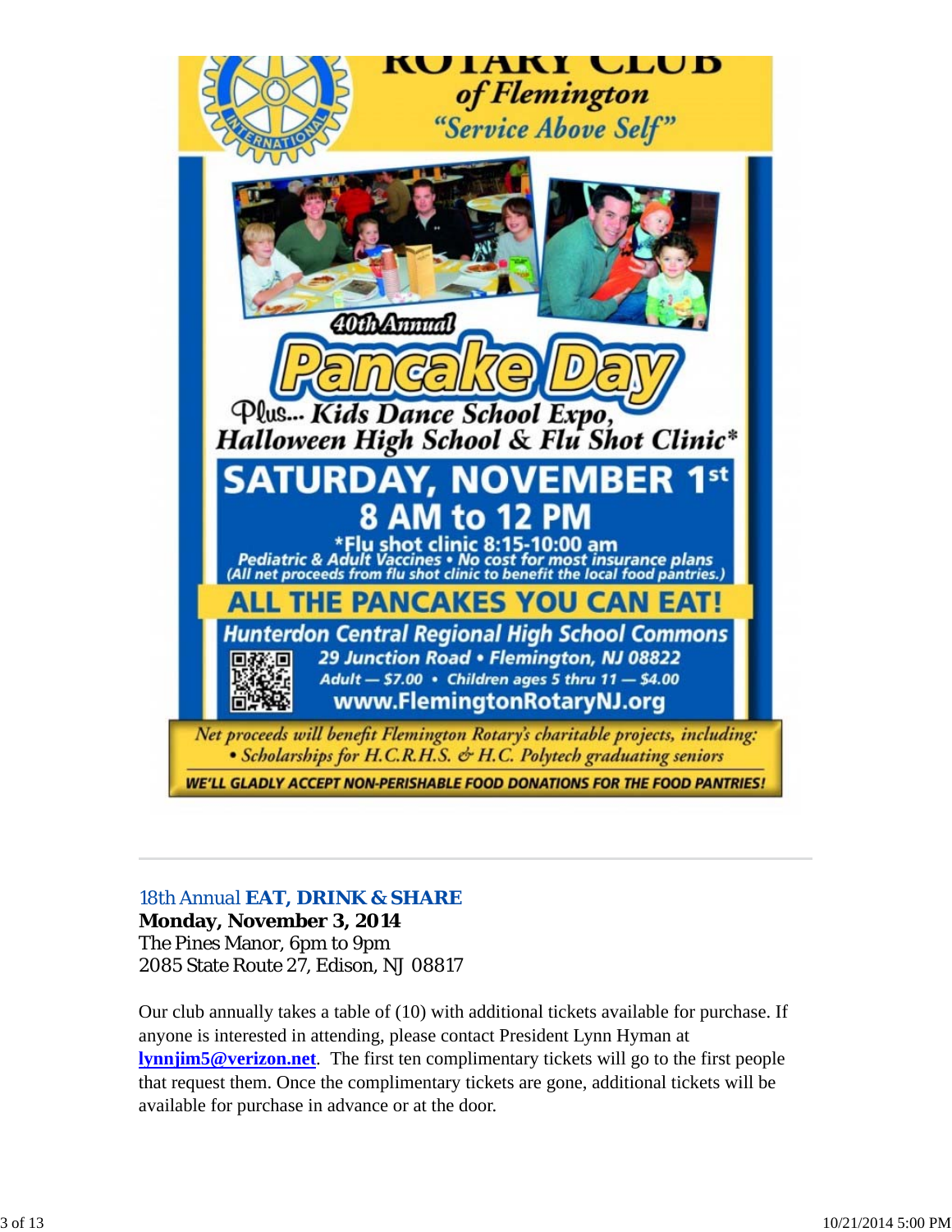# ROTARY CLUB of Flemington

"Service Above Self"

**40th Annual Pancake Day**

*Plus... Kids Dance School Expo, Halloween High School & Flu Shot Clinic**

## SATURDAY, NOVEMBER 1st

## 8 AM to 12 PM

*Flu shot clinic 8:15-10:00 am
*Pediatric & Adult Vaccines • No cost for most insurance plans*
*(All net proceeds from flu shot clinic to benefit the local food pantries.)*

**ALL THE PANCAKES YOU CAN EAT!**

*Hunterdon Central Regional High School Commons*
*29 Junction Road • Flemington, NJ 08822*
*Adult — $7.00 • Children ages 5 thru 11 — $4.00*
**www.FlemingtonRotaryNJ.org**

*Net proceeds will benefit Flemington Rotary's charitable projects, including:*
*• Scholarships for H.C.R.H.S. & H.C. Polytech graduating seniors*

**WE'LL GLADLY ACCEPT NON-PERISHABLE FOOD DONATIONS FOR THE FOOD PANTRIES!**

---

18th Annual **EAT, DRINK & SHARE**
**Monday, November 3, 2014**
The Pines Manor, 6pm to 9pm
2085 State Route 27, Edison, NJ 08817

Our club annually takes a table of (10) with additional tickets available for purchase. If anyone is interested in attending, please contact President Lynn Hyman at **lynnjim5@verizon.net**. The first ten complimentary tickets will go to the first people that request them. Once the complimentary tickets are gone, additional tickets will be available for purchase in advance or at the door.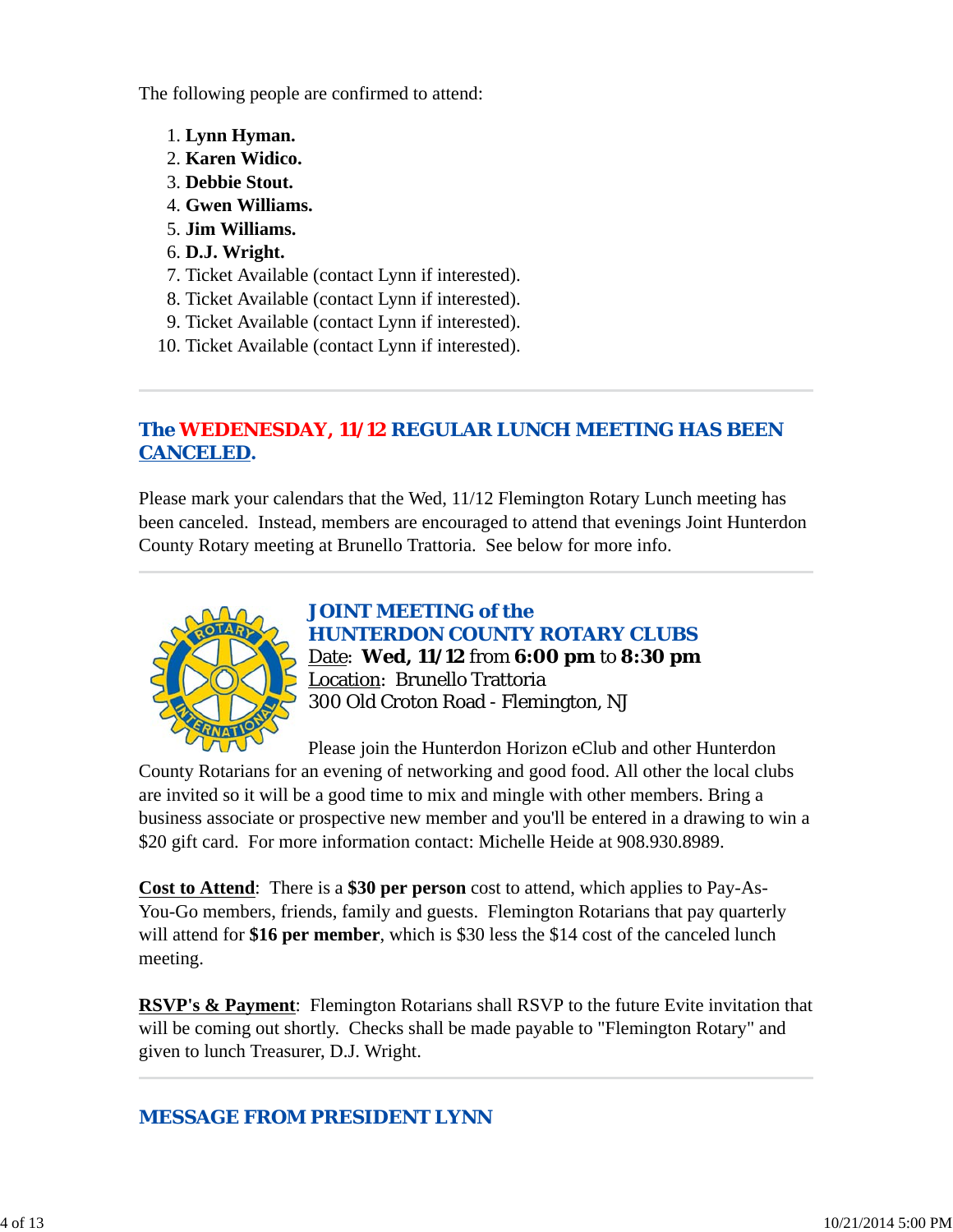The following people are confirmed to attend:

1. **Lynn Hyman.**
2. **Karen Widico.**
3. **Debbie Stout.**
4. **Gwen Williams.**
5. **Jim Williams.**
6. **D.J. Wright.**
7. Ticket Available (contact Lynn if interested).
8. Ticket Available (contact Lynn if interested).
9. Ticket Available (contact Lynn if interested).
10. Ticket Available (contact Lynn if interested).

---

## The WEDENESDAY, 11/12 REGULAR LUNCH MEETING HAS BEEN CANCELED.

Please mark your calendars that the Wed, 11/12 Flemington Rotary Lunch meeting has been canceled. Instead, members are encouraged to attend that evenings Joint Hunterdon County Rotary meeting at Brunello Trattoria. See below for more info.

---

## JOINT MEETING of the HUNTERDON COUNTY ROTARY CLUBS

Date: **Wed, 11/12** from **6:00 pm** to **8:30 pm**
Location: Brunello Trattoria
300 Old Croton Road - Flemington, NJ

Please join the Hunterdon Horizon eClub and other Hunterdon County Rotarians for an evening of networking and good food. All other the local clubs are invited so it will be a good time to mix and mingle with other members. Bring a business associate or prospective new member and you'll be entered in a drawing to win a $20 gift card. For more information contact: Michelle Heide at 908.930.8989.

**Cost to Attend**: There is a **$30 per person** cost to attend, which applies to Pay-As-You-Go members, friends, family and guests. Flemington Rotarians that pay quarterly will attend for **$16 per member**, which is $30 less the $14 cost of the canceled lunch meeting.

**RSVP's & Payment**: Flemington Rotarians shall RSVP to the future Evite invitation that will be coming out shortly. Checks shall be made payable to "Flemington Rotary" and given to lunch Treasurer, D.J. Wright.

---

## MESSAGE FROM PRESIDENT LYNN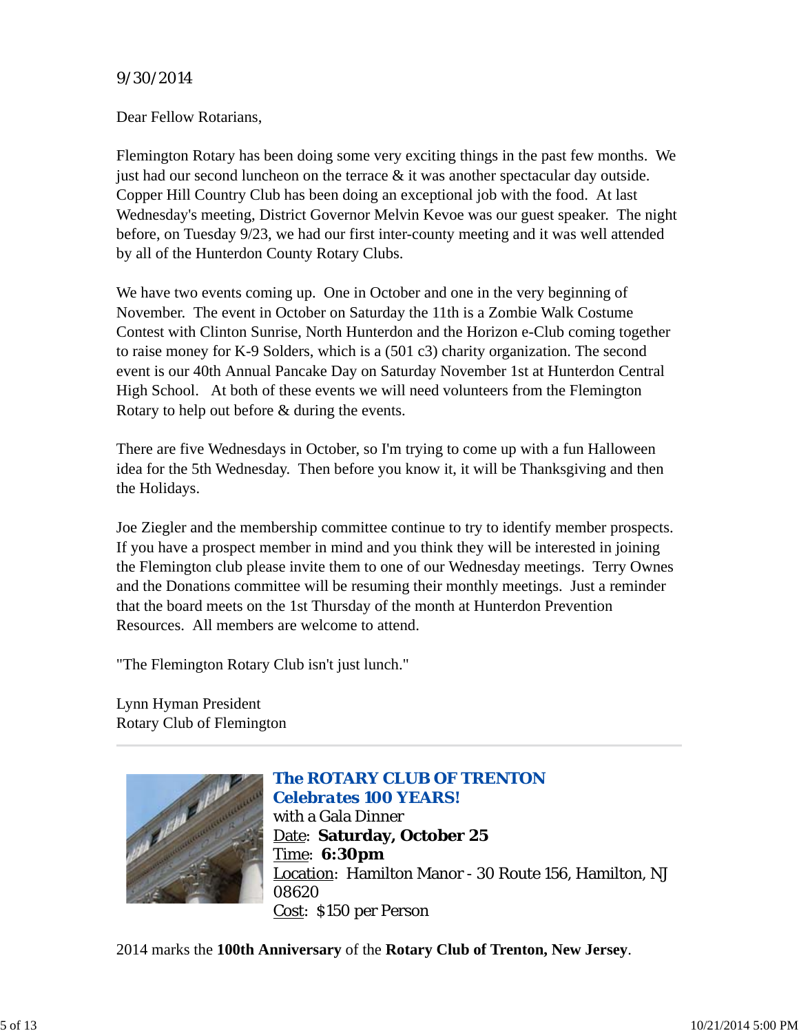9/30/2014

Dear Fellow Rotarians,

Flemington Rotary has been doing some very exciting things in the past few months. We just had our second luncheon on the terrace & it was another spectacular day outside. Copper Hill Country Club has been doing an exceptional job with the food. At last Wednesday's meeting, District Governor Melvin Kevoe was our guest speaker. The night before, on Tuesday 9/23, we had our first inter-county meeting and it was well attended by all of the Hunterdon County Rotary Clubs.

We have two events coming up. One in October and one in the very beginning of November. The event in October on Saturday the 11th is a Zombie Walk Costume Contest with Clinton Sunrise, North Hunterdon and the Horizon e-Club coming together to raise money for K-9 Solders, which is a (501 c3) charity organization. The second event is our 40th Annual Pancake Day on Saturday November 1st at Hunterdon Central High School. At both of these events we will need volunteers from the Flemington Rotary to help out before & during the events.

There are five Wednesdays in October, so I'm trying to come up with a fun Halloween idea for the 5th Wednesday. Then before you know it, it will be Thanksgiving and then the Holidays.

Joe Ziegler and the membership committee continue to try to identify member prospects. If you have a prospect member in mind and you think they will be interested in joining the Flemington club please invite them to one of our Wednesday meetings. Terry Ownes and the Donations committee will be resuming their monthly meetings. Just a reminder that the board meets on the 1st Thursday of the month at Hunterdon Prevention Resources. All members are welcome to attend.

"The Flemington Rotary Club isn't just lunch."

Lynn Hyman President
Rotary Club of Flemington

---

***The ROTARY CLUB OF TRENTON***
***Celebrates 100 YEARS!***
with a Gala Dinner
Date: **Saturday, October 25**
Time: **6:30pm**
Location: Hamilton Manor - 30 Route 156, Hamilton, NJ 08620
Cost: $150 per Person

2014 marks the **100th Anniversary** of the **Rotary Club of Trenton, New Jersey**.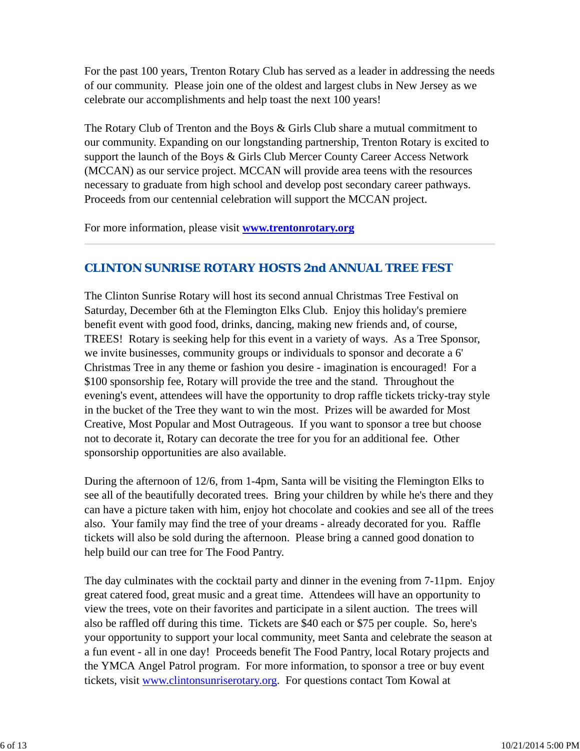For the past 100 years, Trenton Rotary Club has served as a leader in addressing the needs of our community.  Please join one of the oldest and largest clubs in New Jersey as we celebrate our accomplishments and help toast the next 100 years!

The Rotary Club of Trenton and the Boys & Girls Club share a mutual commitment to our community. Expanding on our longstanding partnership, Trenton Rotary is excited to support the launch of the Boys & Girls Club Mercer County Career Access Network (MCCAN) as our service project. MCCAN will provide area teens with the resources necessary to graduate from high school and develop post secondary career pathways. Proceeds from our centennial celebration will support the MCCAN project.

For more information, please visit **[www.trentonrotary.org](http://www.trentonrotary.org)**

---

## CLINTON SUNRISE ROTARY HOSTS 2nd ANNUAL TREE FEST

The Clinton Sunrise Rotary will host its second annual Christmas Tree Festival on Saturday, December 6th at the Flemington Elks Club.  Enjoy this holiday's premiere benefit event with good food, drinks, dancing, making new friends and, of course, TREES!  Rotary is seeking help for this event in a variety of ways.  As a Tree Sponsor, we invite businesses, community groups or individuals to sponsor and decorate a 6' Christmas Tree in any theme or fashion you desire - imagination is encouraged!  For a $100 sponsorship fee, Rotary will provide the tree and the stand.  Throughout the evening's event, attendees will have the opportunity to drop raffle tickets tricky-tray style in the bucket of the Tree they want to win the most.  Prizes will be awarded for Most Creative, Most Popular and Most Outrageous.  If you want to sponsor a tree but choose not to decorate it, Rotary can decorate the tree for you for an additional fee.  Other sponsorship opportunities are also available.

During the afternoon of 12/6, from 1-4pm, Santa will be visiting the Flemington Elks to see all of the beautifully decorated trees.  Bring your children by while he's there and they can have a picture taken with him, enjoy hot chocolate and cookies and see all of the trees also.  Your family may find the tree of your dreams - already decorated for you.  Raffle tickets will also be sold during the afternoon.  Please bring a canned good donation to help build our can tree for The Food Pantry.

The day culminates with the cocktail party and dinner in the evening from 7-11pm.  Enjoy great catered food, great music and a great time.  Attendees will have an opportunity to view the trees, vote on their favorites and participate in a silent auction.  The trees will also be raffled off during this time.  Tickets are $40 each or $75 per couple.  So, here's your opportunity to support your local community, meet Santa and celebrate the season at a fun event - all in one day!  Proceeds benefit The Food Pantry, local Rotary projects and the YMCA Angel Patrol program.  For more information, to sponsor a tree or buy event tickets, visit [www.clintonsunriserotary.org](http://www.clintonsunriserotary.org).  For questions contact Tom Kowal at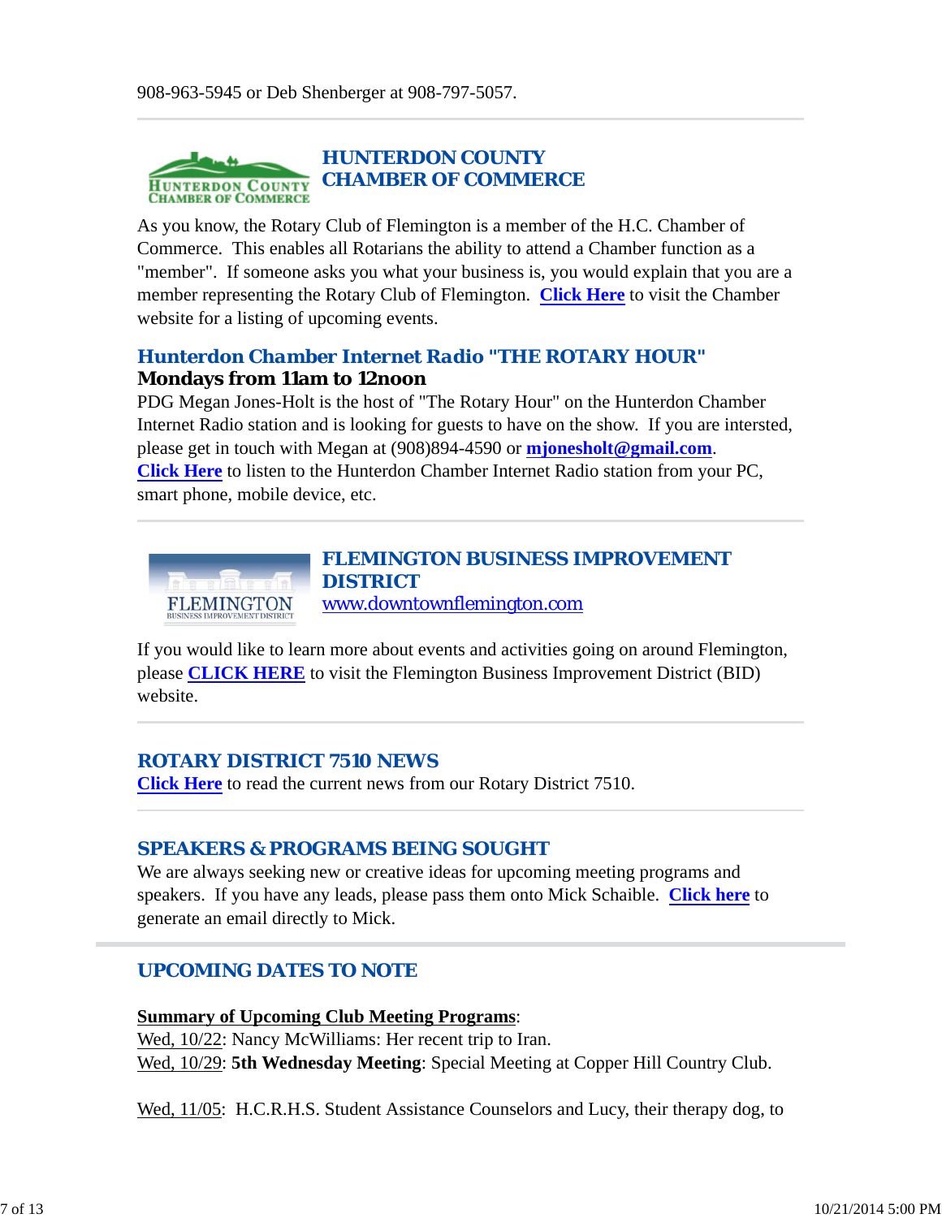908-963-5945 or Deb Shenberger at 908-797-5057.

## HUNTERDON COUNTY CHAMBER OF COMMERCE

As you know, the Rotary Club of Flemington is a member of the H.C. Chamber of Commerce. This enables all Rotarians the ability to attend a Chamber function as a "member". If someone asks you what your business is, you would explain that you are a member representing the Rotary Club of Flemington. **Click Here** to visit the Chamber website for a listing of upcoming events.

### Hunterdon Chamber Internet Radio "THE ROTARY HOUR"

**Mondays from 11am to 12noon**

PDG Megan Jones-Holt is the host of "The Rotary Hour" on the Hunterdon Chamber Internet Radio station and is looking for guests to have on the show. If you are intersted, please get in touch with Megan at (908)894-4590 or **mjonesholt@gmail.com**. **Click Here** to listen to the Hunterdon Chamber Internet Radio station from your PC, smart phone, mobile device, etc.

## FLEMINGTON BUSINESS IMPROVEMENT DISTRICT

www.downtownflemington.com

If you would like to learn more about events and activities going on around Flemington, please **CLICK HERE** to visit the Flemington Business Improvement District (BID) website.

## ROTARY DISTRICT 7510 NEWS

**Click Here** to read the current news from our Rotary District 7510.

## SPEAKERS & PROGRAMS BEING SOUGHT

We are always seeking new or creative ideas for upcoming meeting programs and speakers. If you have any leads, please pass them onto Mick Schaible. **Click here** to generate an email directly to Mick.

## UPCOMING DATES TO NOTE

**Summary of Upcoming Club Meeting Programs**:
Wed, 10/22: Nancy McWilliams: Her recent trip to Iran.
Wed, 10/29: **5th Wednesday Meeting**: Special Meeting at Copper Hill Country Club.

Wed, 11/05: H.C.R.H.S. Student Assistance Counselors and Lucy, their therapy dog, to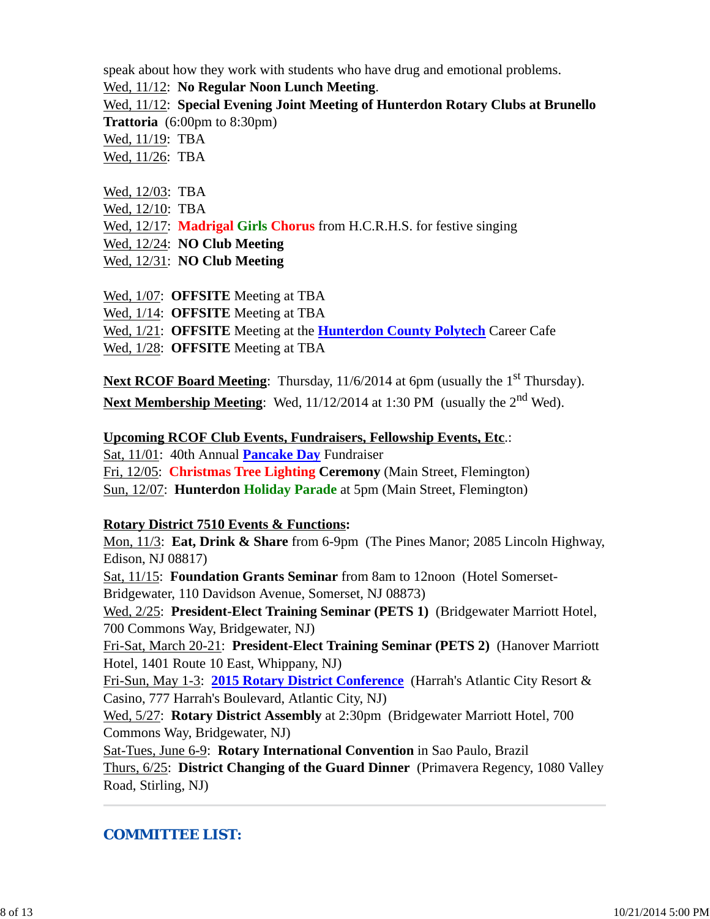speak about how they work with students who have drug and emotional problems.
Wed, 11/12: **No Regular Noon Lunch Meeting**.
Wed, 11/12: **Special Evening Joint Meeting of Hunterdon Rotary Clubs at Brunello Trattoria** (6:00pm to 8:30pm)
Wed, 11/19: TBA
Wed, 11/26: TBA

Wed, 12/03: TBA
Wed, 12/10: TBA
Wed, 12/17: **Madrigal Girls Chorus** from H.C.R.H.S. for festive singing
Wed, 12/24: **NO Club Meeting**
Wed, 12/31: **NO Club Meeting**

Wed, 1/07: **OFFSITE** Meeting at TBA
Wed, 1/14: **OFFSITE** Meeting at TBA
Wed, 1/21: **OFFSITE** Meeting at the **Hunterdon County Polytech** Career Cafe
Wed, 1/28: **OFFSITE** Meeting at TBA

**Next RCOF Board Meeting**: Thursday, 11/6/2014 at 6pm (usually the 1st Thursday).
**Next Membership Meeting**: Wed, 11/12/2014 at 1:30 PM (usually the 2nd Wed).

**Upcoming RCOF Club Events, Fundraisers, Fellowship Events, Etc.**:
Sat, 11/01: 40th Annual **Pancake Day** Fundraiser
Fri, 12/05: **Christmas Tree Lighting Ceremony** (Main Street, Flemington)
Sun, 12/07: **Hunterdon Holiday Parade** at 5pm (Main Street, Flemington)

**Rotary District 7510 Events & Functions:**
Mon, 11/3: **Eat, Drink & Share** from 6-9pm (The Pines Manor; 2085 Lincoln Highway, Edison, NJ 08817)
Sat, 11/15: **Foundation Grants Seminar** from 8am to 12noon (Hotel Somerset-Bridgewater, 110 Davidson Avenue, Somerset, NJ 08873)
Wed, 2/25: **President-Elect Training Seminar (PETS 1)** (Bridgewater Marriott Hotel, 700 Commons Way, Bridgewater, NJ)
Fri-Sat, March 20-21: **President-Elect Training Seminar (PETS 2)** (Hanover Marriott Hotel, 1401 Route 10 East, Whippany, NJ)
Fri-Sun, May 1-3: **2015 Rotary District Conference** (Harrah's Atlantic City Resort & Casino, 777 Harrah's Boulevard, Atlantic City, NJ)
Wed, 5/27: **Rotary District Assembly** at 2:30pm (Bridgewater Marriott Hotel, 700 Commons Way, Bridgewater, NJ)
Sat-Tues, June 6-9: **Rotary International Convention** in Sao Paulo, Brazil
Thurs, 6/25: **District Changing of the Guard Dinner** (Primavera Regency, 1080 Valley Road, Stirling, NJ)

---

## COMMITTEE LIST: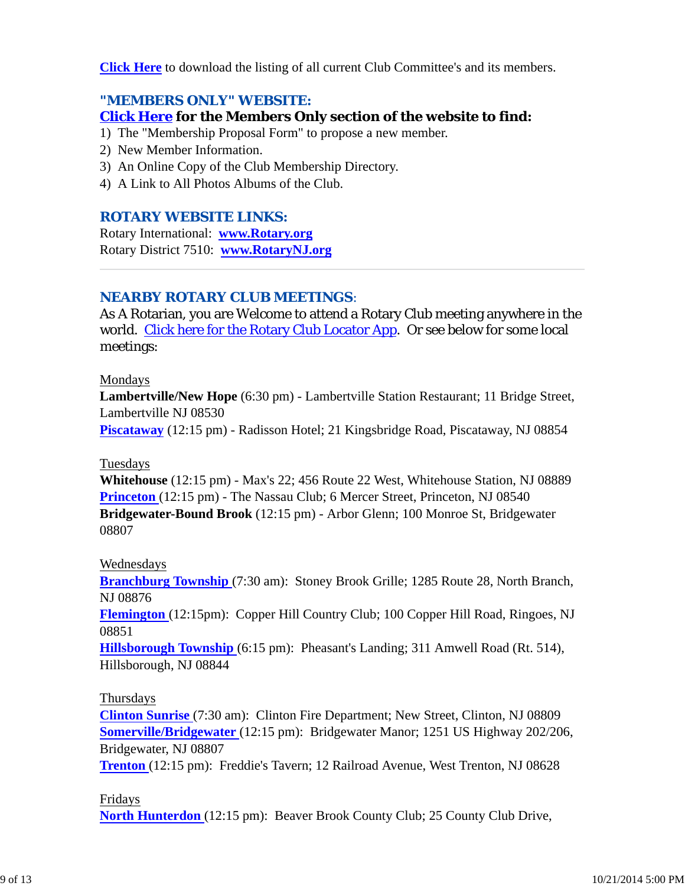**Click Here** to download the listing of all current Club Committee's and its members.

## "MEMBERS ONLY" WEBSITE:

**Click Here for the Members Only section of the website to find:**

1) The "Membership Proposal Form" to propose a new member.
2) New Member Information.
3) An Online Copy of the Club Membership Directory.
4) A Link to All Photos Albums of the Club.

## ROTARY WEBSITE LINKS:

Rotary International: **www.Rotary.org**
Rotary District 7510: **www.RotaryNJ.org**

---

## NEARBY ROTARY CLUB MEETINGS:

As A Rotarian, you are Welcome to attend a Rotary Club meeting anywhere in the world. Click here for the Rotary Club Locator App. Or see below for some local meetings:

Mondays
**Lambertville/New Hope** (6:30 pm) - Lambertville Station Restaurant; 11 Bridge Street, Lambertville NJ 08530
**Piscataway** (12:15 pm) - Radisson Hotel; 21 Kingsbridge Road, Piscataway, NJ 08854

Tuesdays
**Whitehouse** (12:15 pm) - Max's 22; 456 Route 22 West, Whitehouse Station, NJ 08889
**Princeton** (12:15 pm) - The Nassau Club; 6 Mercer Street, Princeton, NJ 08540
**Bridgewater-Bound Brook** (12:15 pm) - Arbor Glenn; 100 Monroe St, Bridgewater 08807

Wednesdays
**Branchburg Township** (7:30 am): Stoney Brook Grille; 1285 Route 28, North Branch, NJ 08876
**Flemington** (12:15pm): Copper Hill Country Club; 100 Copper Hill Road, Ringoes, NJ 08851
**Hillsborough Township** (6:15 pm): Pheasant's Landing; 311 Amwell Road (Rt. 514), Hillsborough, NJ 08844

Thursdays
**Clinton Sunrise** (7:30 am): Clinton Fire Department; New Street, Clinton, NJ 08809
**Somerville/Bridgewater** (12:15 pm): Bridgewater Manor; 1251 US Highway 202/206, Bridgewater, NJ 08807
**Trenton** (12:15 pm): Freddie's Tavern; 12 Railroad Avenue, West Trenton, NJ 08628

Fridays
**North Hunterdon** (12:15 pm): Beaver Brook County Club; 25 County Club Drive,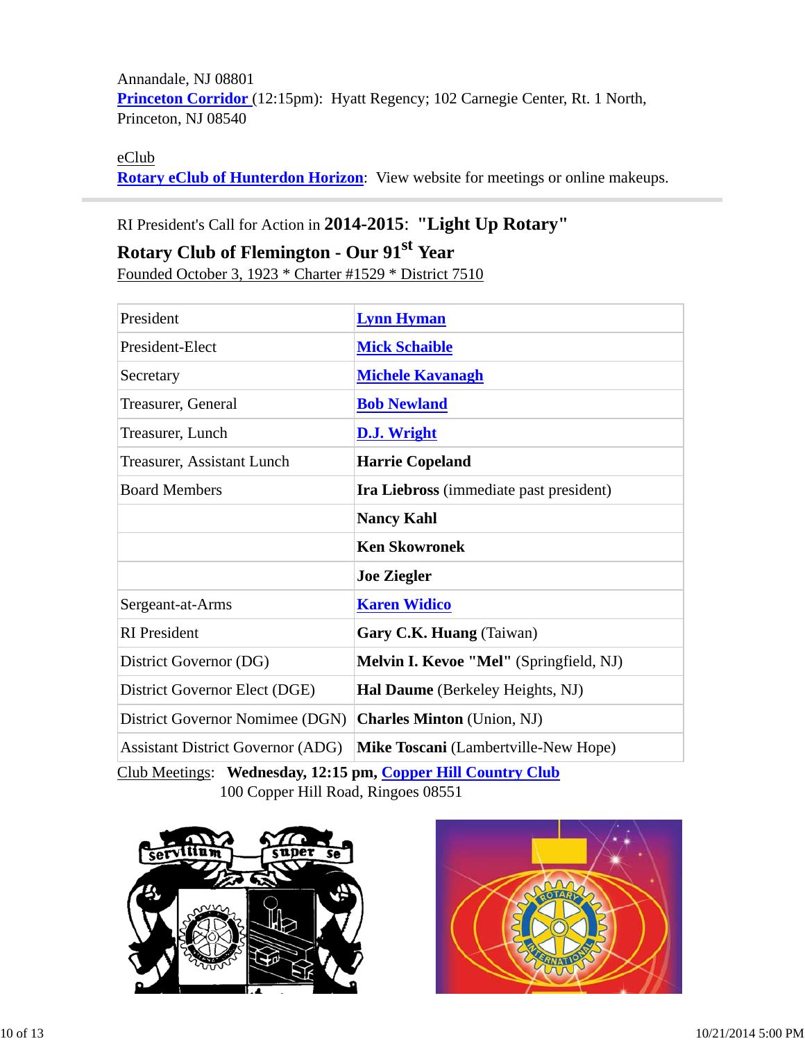Annandale, NJ 08801
**Princeton Corridor** (12:15pm): Hyatt Regency; 102 Carnegie Center, Rt. 1 North, Princeton, NJ 08540

eClub
**Rotary eClub of Hunterdon Horizon**: View website for meetings or online makeups.

---

RI President's Call for Action in **2014-2015**: **"Light Up Rotary"**

**Rotary Club of Flemington - Our 91st Year**

Founded October 3, 1923 * Charter #1529 * District 7510

| | |
|---|---|
| President | **Lynn Hyman** |
| President-Elect | **Mick Schaible** |
| Secretary | **Michele Kavanagh** |
| Treasurer, General | **Bob Newland** |
| Treasurer, Lunch | **D.J. Wright** |
| Treasurer, Assistant Lunch | **Harrie Copeland** |
| Board Members | **Ira Liebross** (immediate past president) |
| | **Nancy Kahl** |
| | **Ken Skowronek** |
| | **Joe Ziegler** |
| Sergeant-at-Arms | **Karen Widico** |
| RI President | **Gary C.K. Huang** (Taiwan) |
| District Governor (DG) | **Melvin I. Kevoe "Mel"** (Springfield, NJ) |
| District Governor Elect (DGE) | **Hal Daume** (Berkeley Heights, NJ) |
| District Governor Nominee (DGN) | **Charles Minton** (Union, NJ) |
| Assistant District Governor (ADG) | **Mike Toscani** (Lambertville-New Hope) |

Club Meetings: **Wednesday, 12:15 pm, Copper Hill Country Club**
100 Copper Hill Road, Ringoes 08551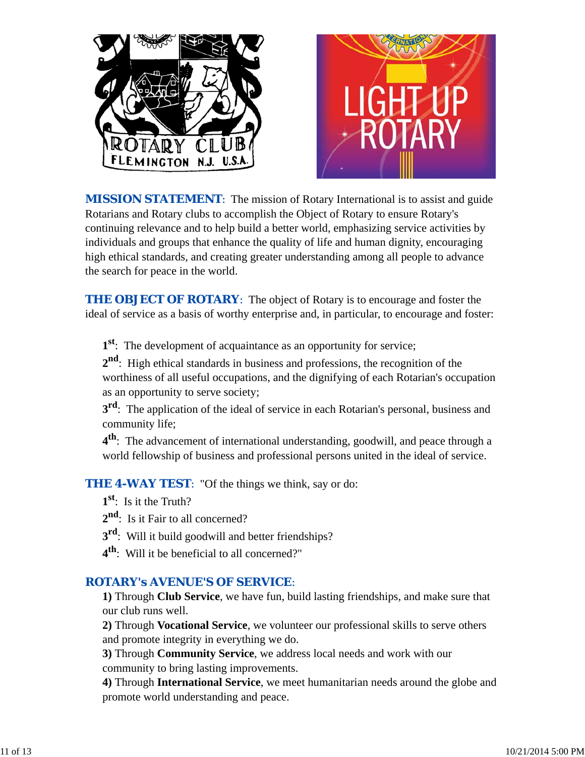**MISSION STATEMENT**: The mission of Rotary International is to assist and guide Rotarians and Rotary clubs to accomplish the Object of Rotary to ensure Rotary's continuing relevance and to help build a better world, emphasizing service activities by individuals and groups that enhance the quality of life and human dignity, encouraging high ethical standards, and creating greater understanding among all people to advance the search for peace in the world.

**THE OBJECT OF ROTARY**: The object of Rotary is to encourage and foster the ideal of service as a basis of worthy enterprise and, in particular, to encourage and foster:

1st: The development of acquaintance as an opportunity for service;

2nd: High ethical standards in business and professions, the recognition of the worthiness of all useful occupations, and the dignifying of each Rotarian's occupation as an opportunity to serve society;

3rd: The application of the ideal of service in each Rotarian's personal, business and community life;

4th: The advancement of international understanding, goodwill, and peace through a world fellowship of business and professional persons united in the ideal of service.

**THE 4-WAY TEST**: "Of the things we think, say or do:

1st: Is it the Truth?

2nd: Is it Fair to all concerned?

3rd: Will it build goodwill and better friendships?

4th: Will it be beneficial to all concerned?"

**ROTARY's AVENUE'S OF SERVICE**:

**1)** Through **Club Service**, we have fun, build lasting friendships, and make sure that our club runs well.

**2)** Through **Vocational Service**, we volunteer our professional skills to serve others and promote integrity in everything we do.

**3)** Through **Community Service**, we address local needs and work with our community to bring lasting improvements.

**4)** Through **International Service**, we meet humanitarian needs around the globe and promote world understanding and peace.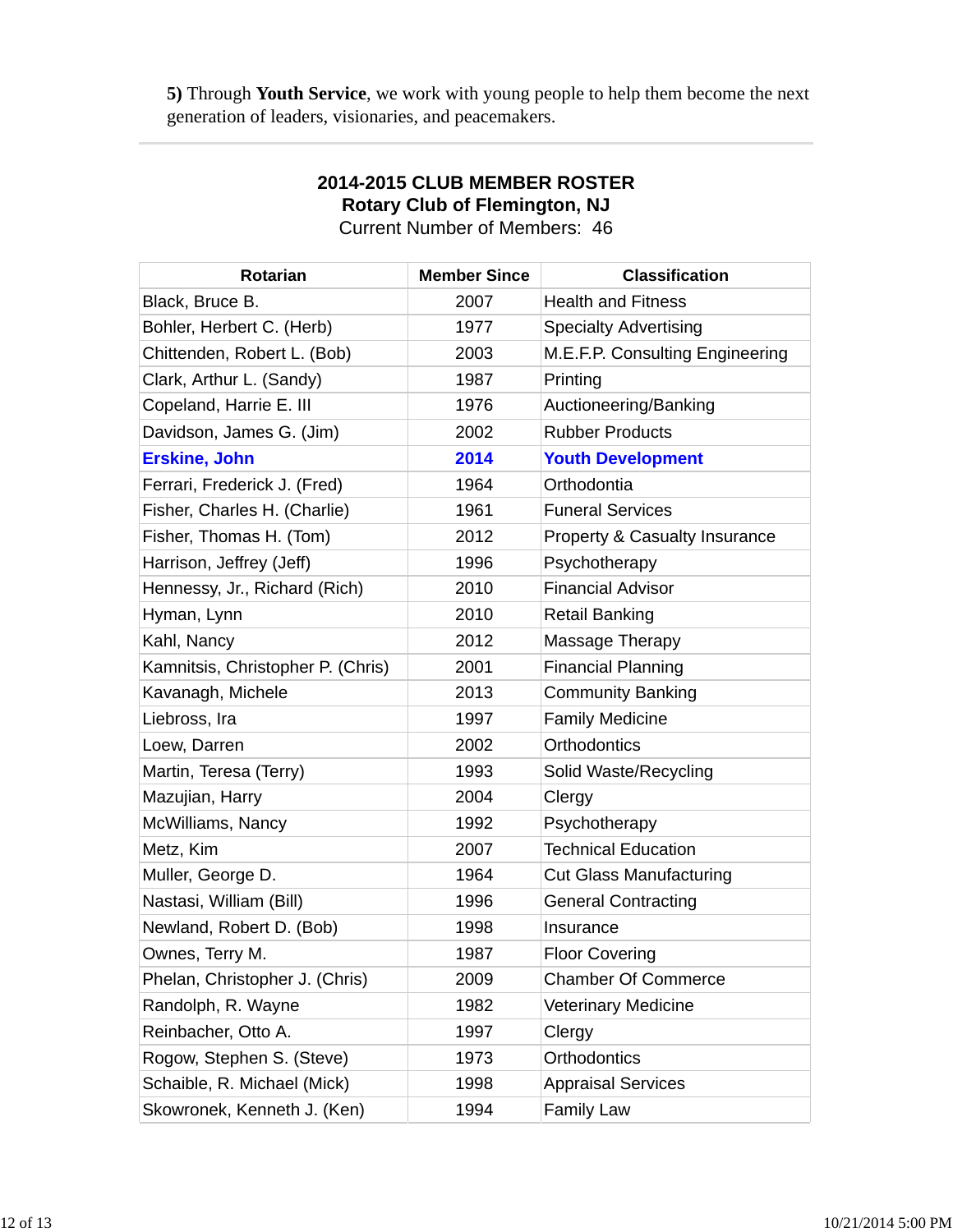**5)** Through **Youth Service**, we work with young people to help them become the next generation of leaders, visionaries, and peacemakers.

---

## 2014-2015 CLUB MEMBER ROSTER
## Rotary Club of Flemington, NJ

Current Number of Members: 46

| Rotarian | Member Since | Classification |
|---|---|---|
| Black, Bruce B. | 2007 | Health and Fitness |
| Bohler, Herbert C. (Herb) | 1977 | Specialty Advertising |
| Chittenden, Robert L. (Bob) | 2003 | M.E.F.P. Consulting Engineering |
| Clark, Arthur L. (Sandy) | 1987 | Printing |
| Copeland, Harrie E. III | 1976 | Auctioneering/Banking |
| Davidson, James G. (Jim) | 2002 | Rubber Products |
| **Erskine, John** | **2014** | **Youth Development** |
| Ferrari, Frederick J. (Fred) | 1964 | Orthodontia |
| Fisher, Charles H. (Charlie) | 1961 | Funeral Services |
| Fisher, Thomas H. (Tom) | 2012 | Property & Casualty Insurance |
| Harrison, Jeffrey (Jeff) | 1996 | Psychotherapy |
| Hennessy, Jr., Richard (Rich) | 2010 | Financial Advisor |
| Hyman, Lynn | 2010 | Retail Banking |
| Kahl, Nancy | 2012 | Massage Therapy |
| Kamnitsis, Christopher P. (Chris) | 2001 | Financial Planning |
| Kavanagh, Michele | 2013 | Community Banking |
| Liebross, Ira | 1997 | Family Medicine |
| Loew, Darren | 2002 | Orthodontics |
| Martin, Teresa (Terry) | 1993 | Solid Waste/Recycling |
| Mazujian, Harry | 2004 | Clergy |
| McWilliams, Nancy | 1992 | Psychotherapy |
| Metz, Kim | 2007 | Technical Education |
| Muller, George D. | 1964 | Cut Glass Manufacturing |
| Nastasi, William (Bill) | 1996 | General Contracting |
| Newland, Robert D. (Bob) | 1998 | Insurance |
| Ownes, Terry M. | 1987 | Floor Covering |
| Phelan, Christopher J. (Chris) | 2009 | Chamber Of Commerce |
| Randolph, R. Wayne | 1982 | Veterinary Medicine |
| Reinbacher, Otto A. | 1997 | Clergy |
| Rogow, Stephen S. (Steve) | 1973 | Orthodontics |
| Schaible, R. Michael (Mick) | 1998 | Appraisal Services |
| Skowronek, Kenneth J. (Ken) | 1994 | Family Law |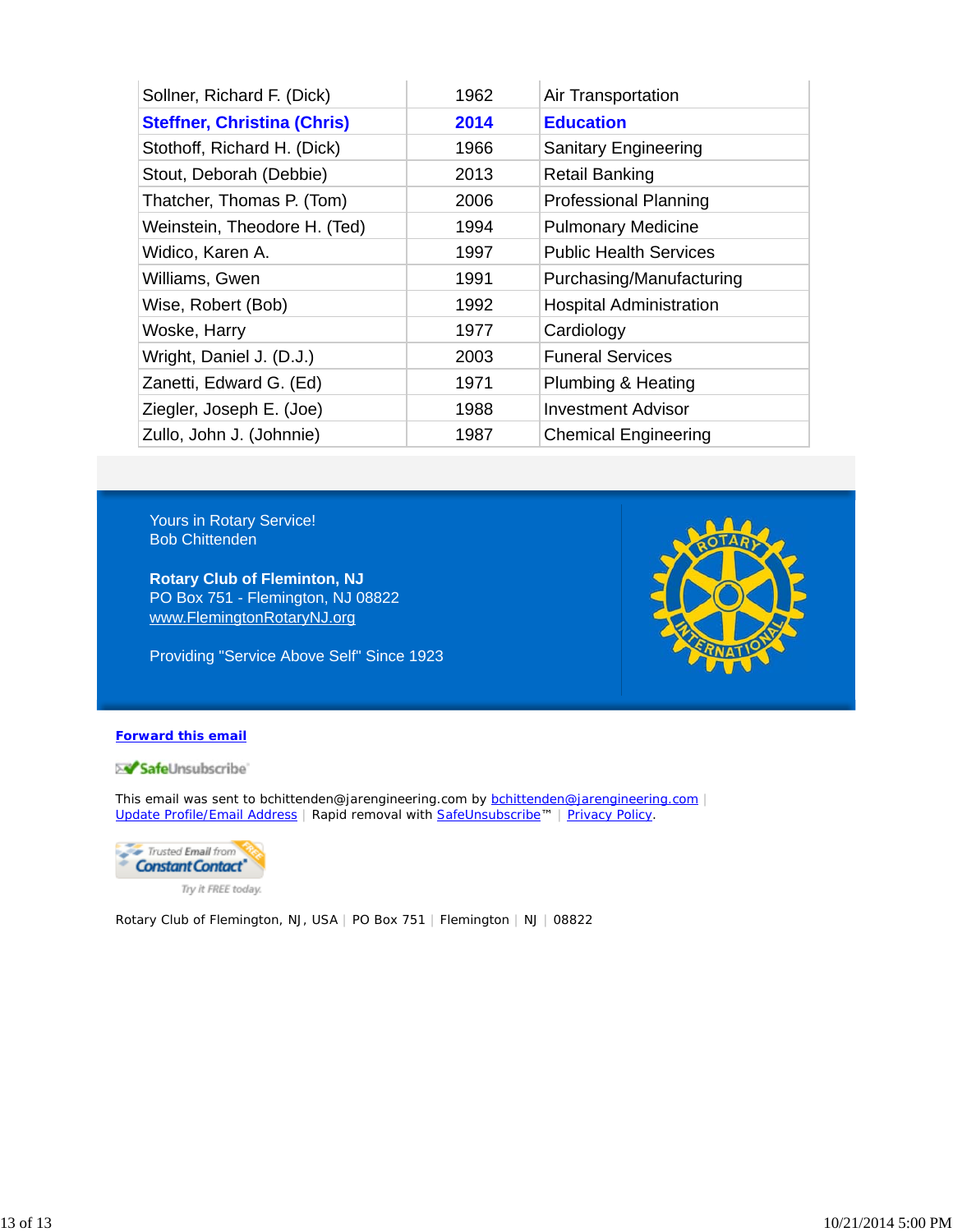| | | |
|---|---|---|
| Sollner, Richard F. (Dick) | 1962 | Air Transportation |
| **Steffner, Christina (Chris)** | **2014** | **Education** |
| Stothoff, Richard H. (Dick) | 1966 | Sanitary Engineering |
| Stout, Deborah (Debbie) | 2013 | Retail Banking |
| Thatcher, Thomas P. (Tom) | 2006 | Professional Planning |
| Weinstein, Theodore H. (Ted) | 1994 | Pulmonary Medicine |
| Widico, Karen A. | 1997 | Public Health Services |
| Williams, Gwen | 1991 | Purchasing/Manufacturing |
| Wise, Robert (Bob) | 1992 | Hospital Administration |
| Woske, Harry | 1977 | Cardiology |
| Wright, Daniel J. (D.J.) | 2003 | Funeral Services |
| Zanetti, Edward G. (Ed) | 1971 | Plumbing & Heating |
| Ziegler, Joseph E. (Joe) | 1988 | Investment Advisor |
| Zullo, John J. (Johnnie) | 1987 | Chemical Engineering |

Yours in Rotary Service!
Bob Chittenden

**Rotary Club of Fleminton, NJ**
PO Box 751 - Flemington, NJ 08822
www.FlemingtonRotaryNJ.org

Providing "Service Above Self" Since 1923

**Forward this email**

SafeUnsubscribe

This email was sent to bchittenden@jarengineering.com by bchittenden@jarengineering.com | Update Profile/Email Address | Rapid removal with SafeUnsubscribe™ | Privacy Policy.

Trusted Email from Constant Contact
Try it FREE today.

Rotary Club of Flemington, NJ, USA | PO Box 751 | Flemington | NJ | 08822